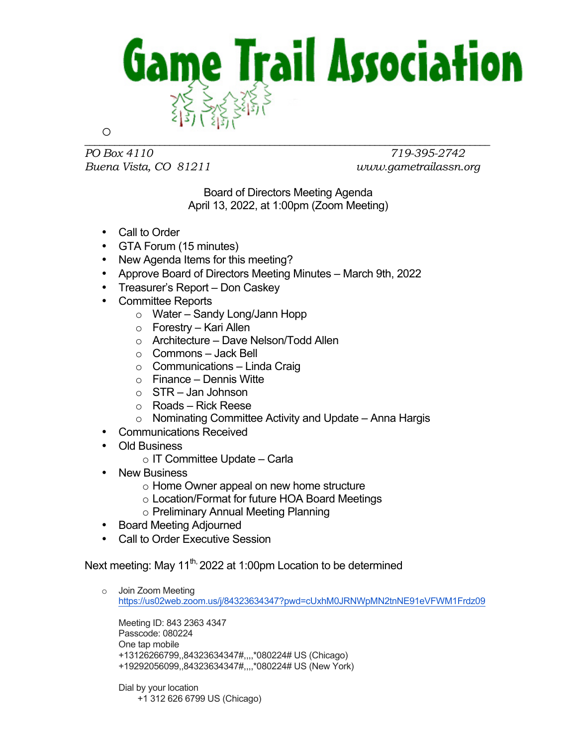# Game Trail Association

*PO Box 4110*
*Buena Vista, CO 81211*

*719-395-2742*
*www.gametrailassn.org*

Board of Directors Meeting Agenda
April 13, 2022, at 1:00pm (Zoom Meeting)

- Call to Order
- GTA Forum (15 minutes)
- New Agenda Items for this meeting?
- Approve Board of Directors Meeting Minutes – March 9th, 2022
- Treasurer's Report – Don Caskey
- Committee Reports
  - Water – Sandy Long/Jann Hopp
  - Forestry – Kari Allen
  - Architecture – Dave Nelson/Todd Allen
  - Commons – Jack Bell
  - Communications – Linda Craig
  - Finance – Dennis Witte
  - STR – Jan Johnson
  - Roads – Rick Reese
  - Nominating Committee Activity and Update – Anna Hargis
- Communications Received
- Old Business
  - IT Committee Update – Carla
- New Business
  - Home Owner appeal on new home structure
  - Location/Format for future HOA Board Meetings
  - Preliminary Annual Meeting Planning
- Board Meeting Adjourned
- Call to Order Executive Session

Next meeting: May 11th, 2022 at 1:00pm Location to be determined

- Join Zoom Meeting
  https://us02web.zoom.us/j/84323634347?pwd=cUxhM0JRNWpMN2tnNE91eVFWM1Frdz09

  Meeting ID: 843 2363 4347
  Passcode: 080224
  One tap mobile
  +13126266799,,84323634347#,,,,*080224# US (Chicago)
  +19292056099,,84323634347#,,,,*080224# US (New York)

  Dial by your location
  +1 312 626 6799 US (Chicago)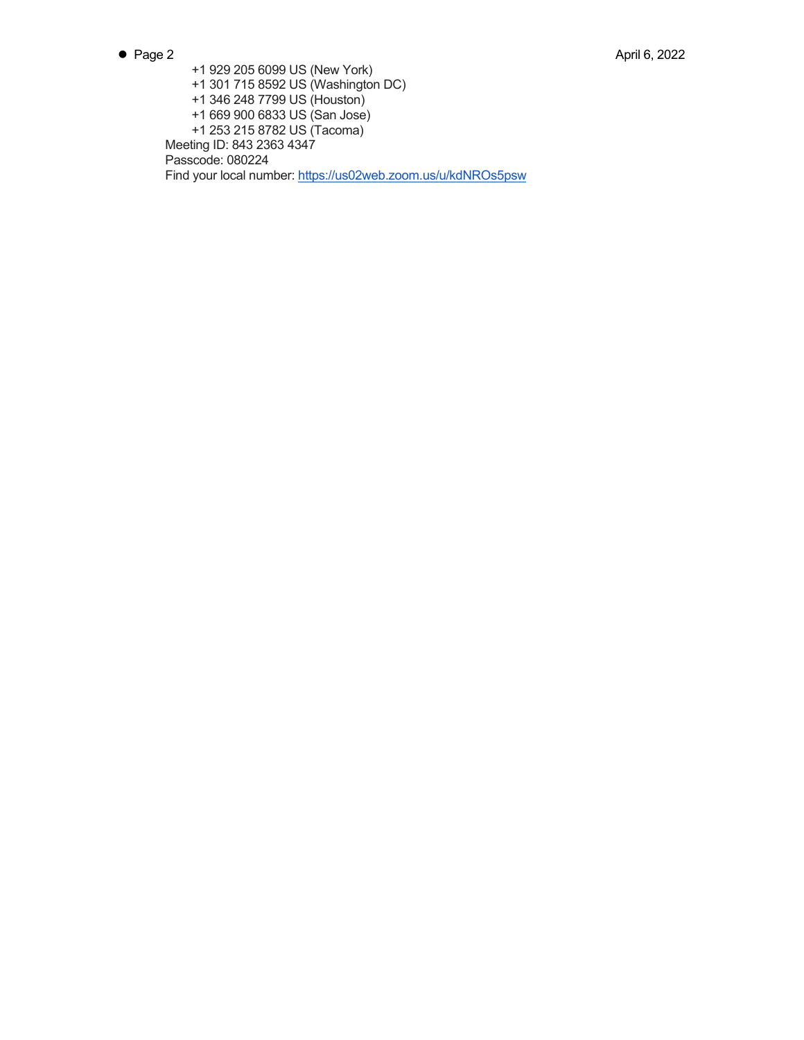+1 929 205 6099 US (New York)
+1 301 715 8592 US (Washington DC)
+1 346 248 7799 US (Houston)
+1 669 900 6833 US (San Jose)
+1 253 215 8782 US (Tacoma)

Meeting ID: 843 2363 4347
Passcode: 080224
Find your local number: https://us02web.zoom.us/u/kdNROs5psw